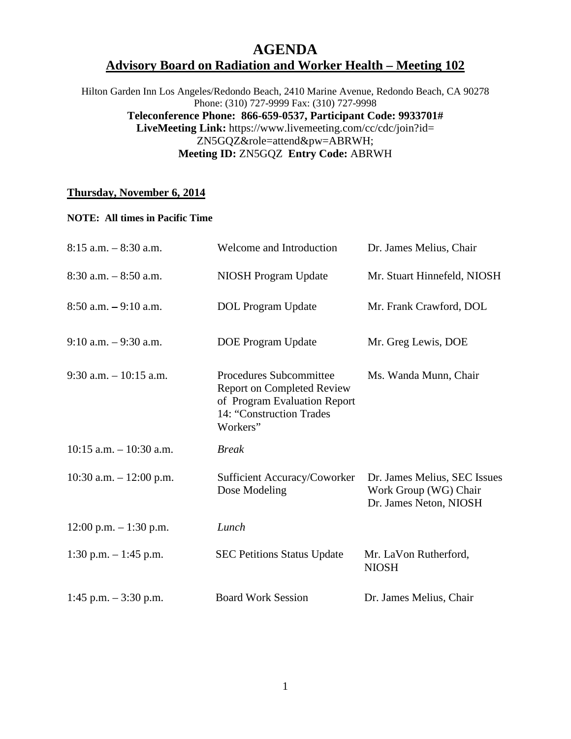# AGENDA

## Advisory Board on Radiation and Worker Health – Meeting 102

Hilton Garden Inn Los Angeles/Redondo Beach, 2410 Marine Avenue, Redondo Beach, CA 90278
Phone: (310) 727-9999 Fax: (310) 727-9998

**Teleconference Phone: 866-659-0537, Participant Code: 9933701#**
**LiveMeeting Link:** https://www.livemeeting.com/cc/cdc/join?id=ZN5GQZ&role=attend&pw=ABRWH;
**Meeting ID:** ZN5GQZ **Entry Code:** ABRWH

### Thursday, November 6, 2014

**NOTE: All times in Pacific Time**

| Time | Item | Presenter |
|---|---|---|
| 8:15 a.m. – 8:30 a.m. | Welcome and Introduction | Dr. James Melius, Chair |
| 8:30 a.m. – 8:50 a.m. | NIOSH Program Update | Mr. Stuart Hinnefeld, NIOSH |
| 8:50 a.m. – 9:10 a.m. | DOL Program Update | Mr. Frank Crawford, DOL |
| 9:10 a.m. – 9:30 a.m. | DOE Program Update | Mr. Greg Lewis, DOE |
| 9:30 a.m. – 10:15 a.m. | Procedures Subcommittee Report on Completed Review of Program Evaluation Report 14: "Construction Trades Workers" | Ms. Wanda Munn, Chair |
| 10:15 a.m. – 10:30 a.m. | *Break* | |
| 10:30 a.m. – 12:00 p.m. | Sufficient Accuracy/Coworker Dose Modeling | Dr. James Melius, SEC Issues Work Group (WG) Chair; Dr. James Neton, NIOSH |
| 12:00 p.m. – 1:30 p.m. | *Lunch* | |
| 1:30 p.m. – 1:45 p.m. | SEC Petitions Status Update | Mr. LaVon Rutherford, NIOSH |
| 1:45 p.m. – 3:30 p.m. | Board Work Session | Dr. James Melius, Chair |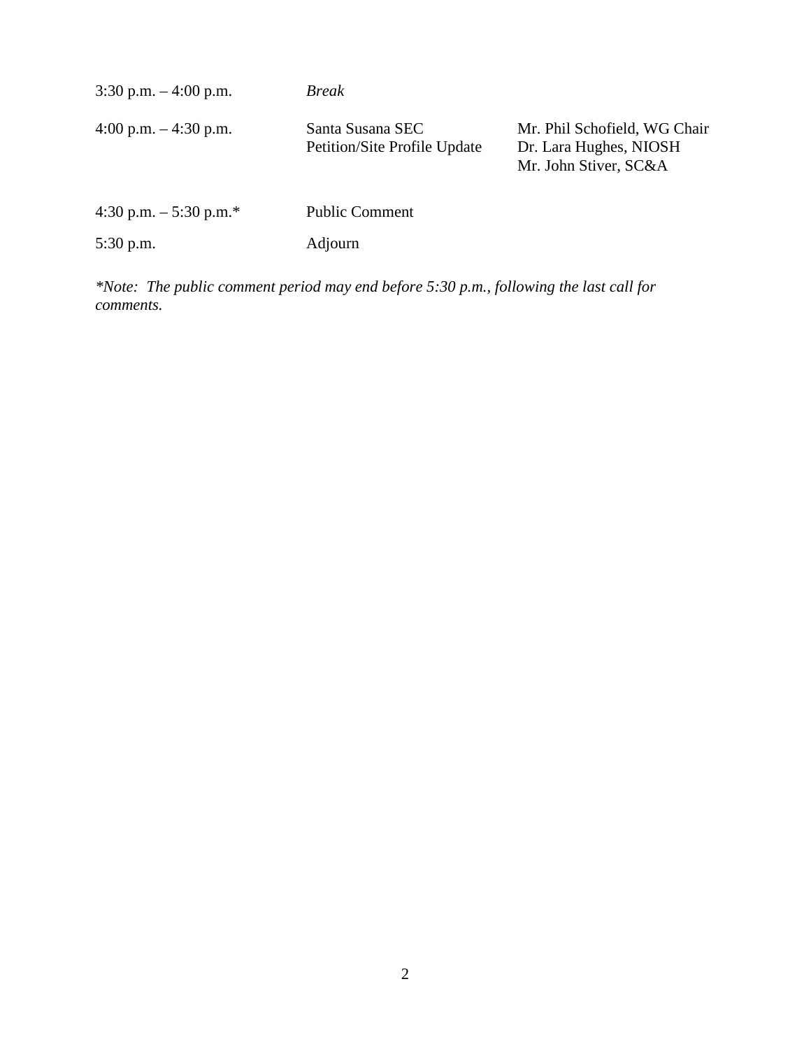| | | |
|---|---|---|
| 3:30 p.m. – 4:00 p.m. | *Break* | |
| 4:00 p.m. – 4:30 p.m. | Santa Susana SEC Petition/Site Profile Update | Mr. Phil Schofield, WG Chair<br>Dr. Lara Hughes, NIOSH<br>Mr. John Stiver, SC&A |
| 4:30 p.m. – 5:30 p.m.* | Public Comment | |
| 5:30 p.m. | Adjourn | |

*\*Note: The public comment period may end before 5:30 p.m., following the last call for comments.*